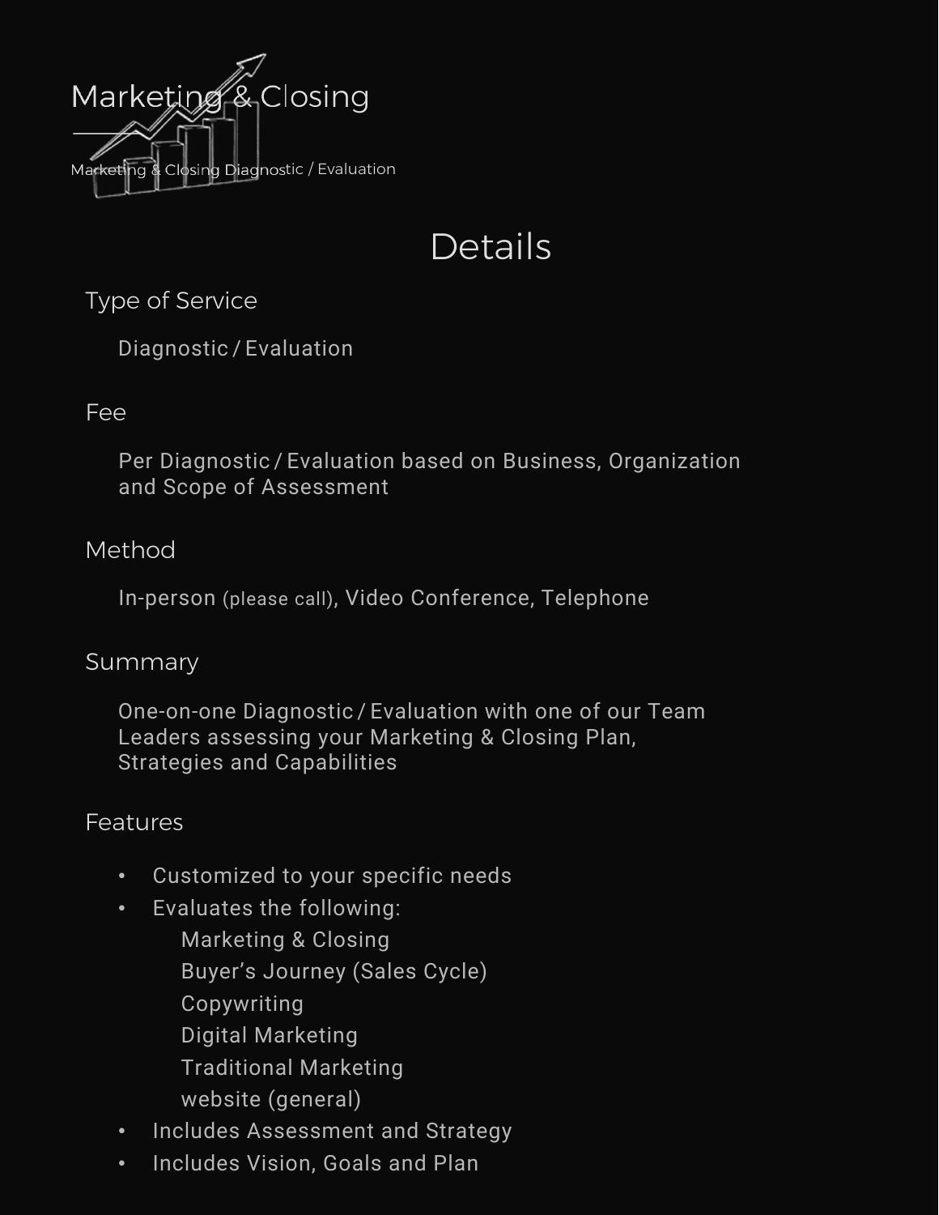# Marketing & Closing

Marketing & Closing Diagnostic / Evaluation

## Details

### Type of Service

Diagnostic / Evaluation

### Fee

Per Diagnostic / Evaluation based on Business, Organization and Scope of Assessment

### Method

In-person (please call), Video Conference, Telephone

### Summary

One-on-one Diagnostic / Evaluation with one of our Team Leaders assessing your Marketing & Closing Plan, Strategies and Capabilities

### Features

- Customized to your specific needs
- Evaluates the following:
  - Marketing & Closing
  - Buyer's Journey (Sales Cycle)
  - Copywriting
  - Digital Marketing
  - Traditional Marketing
  - website (general)
- Includes Assessment and Strategy
- Includes Vision, Goals and Plan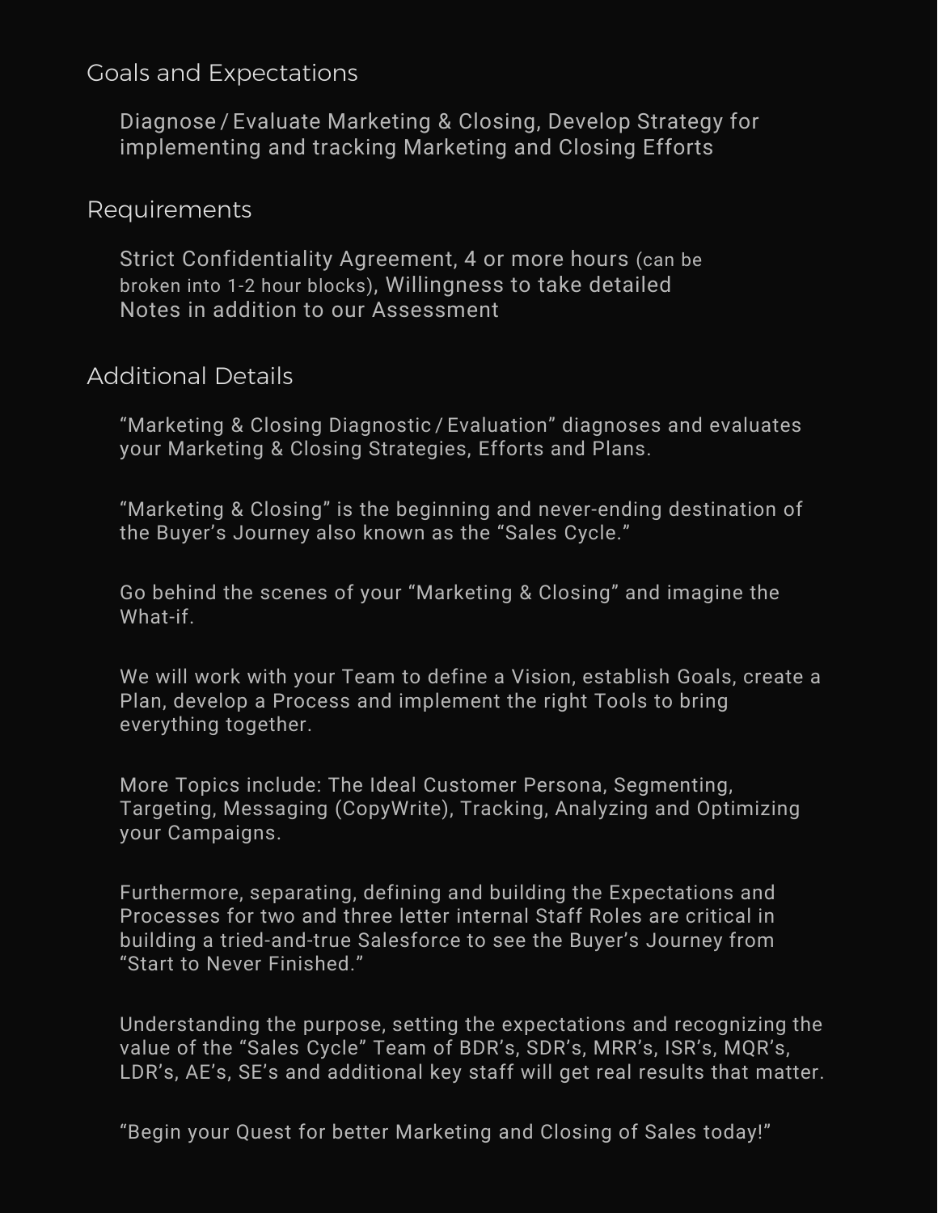## Goals and Expectations

Diagnose / Evaluate Marketing & Closing, Develop Strategy for implementing and tracking Marketing and Closing Efforts

## Requirements

Strict Confidentiality Agreement, 4 or more hours (can be broken into 1-2 hour blocks), Willingness to take detailed Notes in addition to our Assessment

## Additional Details

"Marketing & Closing Diagnostic / Evaluation" diagnoses and evaluates your Marketing & Closing Strategies, Efforts and Plans.

"Marketing & Closing" is the beginning and never-ending destination of the Buyer's Journey also known as the "Sales Cycle."

Go behind the scenes of your "Marketing & Closing" and imagine the What-if.

We will work with your Team to define a Vision, establish Goals, create a Plan, develop a Process and implement the right Tools to bring everything together.

More Topics include: The Ideal Customer Persona, Segmenting, Targeting, Messaging (CopyWrite), Tracking, Analyzing and Optimizing your Campaigns.

Furthermore, separating, defining and building the Expectations and Processes for two and three letter internal Staff Roles are critical in building a tried-and-true Salesforce to see the Buyer's Journey from "Start to Never Finished."

Understanding the purpose, setting the expectations and recognizing the value of the "Sales Cycle" Team of BDR's, SDR's, MRR's, ISR's, MQR's, LDR's, AE's, SE's and additional key staff will get real results that matter.

"Begin your Quest for better Marketing and Closing of Sales today!"